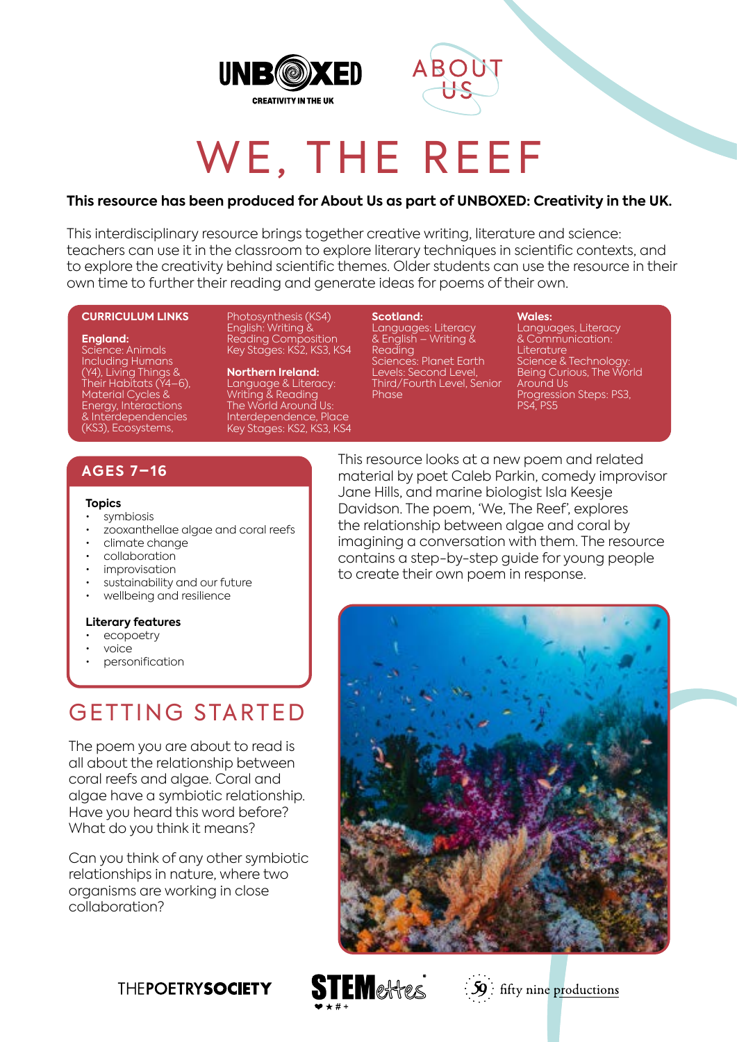# WE, THE REEF

**This resource has been produced for About Us as part of UNBOXED: Creativity in the UK.**

This interdisciplinary resource brings together creative writing, literature and science: teachers can use it in the classroom to explore literary techniques in scientific contexts, and to explore the creativity behind scientific themes. Older students can use the resource in their own time to further their reading and generate ideas for poems of their own.

**CURRICULUM LINKS**

**England:**
Science: Animals Including Humans (Y4), Living Things & Their Habitats (Y4–6), Material Cycles & Energy, Interactions & Interdependencies (KS3), Ecosystems, Photosynthesis (KS4)
English: Writing & Reading Composition
Key Stages: KS2, KS3, KS4

**Northern Ireland:**
Language & Literacy: Writing & Reading
The World Around Us: Interdependence, Place
Key Stages: KS2, KS3, KS4

**Scotland:**
Languages: Literacy & English – Writing & Reading
Sciences: Planet Earth
Levels: Second Level, Third/Fourth Level, Senior Phase

**Wales:**
Languages, Literacy & Communication: Literature
Science & Technology: Being Curious, The World Around Us
Progression Steps: PS3, PS4, PS5

## AGES 7–16

**Topics**
- symbiosis
- zooxanthellae algae and coral reefs
- climate change
- collaboration
- improvisation
- sustainability and our future
- wellbeing and resilience

**Literary features**
- ecopoetry
- voice
- personification

This resource looks at a new poem and related material by poet Caleb Parkin, comedy improvisor Jane Hills, and marine biologist Isla Keesje Davidson. The poem, 'We, The Reef', explores the relationship between algae and coral by imagining a conversation with them. The resource contains a step-by-step guide for young people to create their own poem in response.

## GETTING STARTED

The poem you are about to read is all about the relationship between coral reefs and algae. Coral and algae have a symbiotic relationship. Have you heard this word before? What do you think it means?

Can you think of any other symbiotic relationships in nature, where two organisms are working in close collaboration?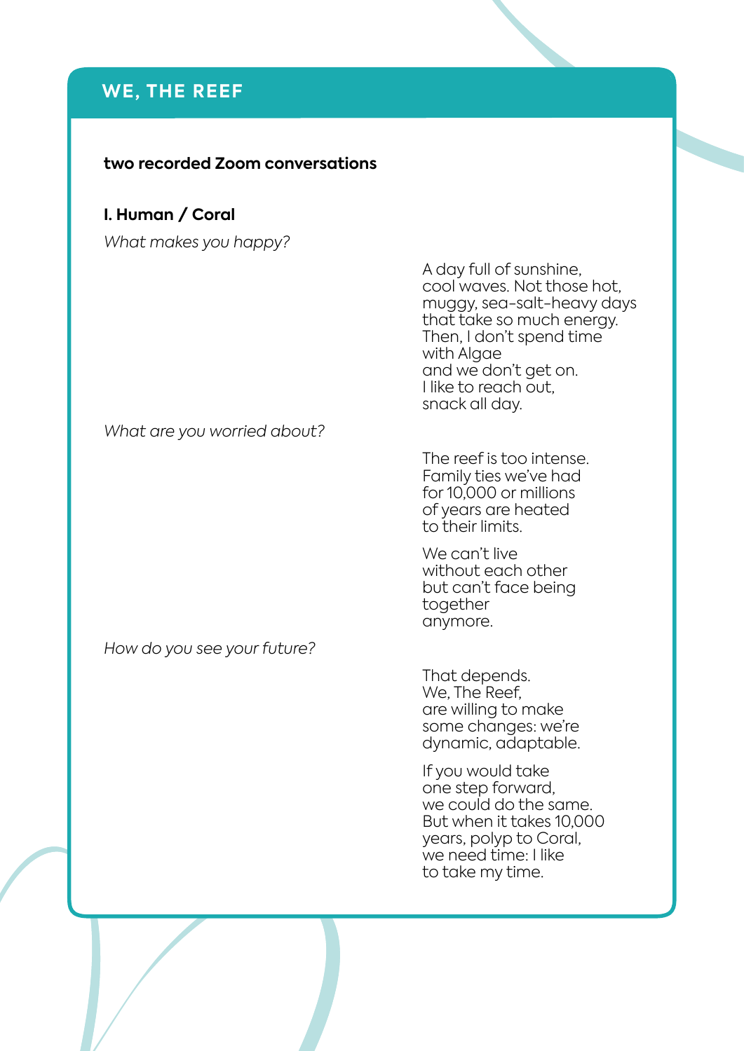## WE, THE REEF

**two recorded Zoom conversations**

### I. Human / Coral

*What makes you happy?*

A day full of sunshine,
cool waves. Not those hot,
muggy, sea-salt-heavy days
that take so much energy.
Then, I don't spend time
with Algae
and we don't get on.
I like to reach out,
snack all day.

*What are you worried about?*

The reef is too intense.
Family ties we've had
for 10,000 or millions
of years are heated
to their limits.

We can't live
without each other
but can't face being
together
anymore.

*How do you see your future?*

That depends.
We, The Reef,
are willing to make
some changes: we're
dynamic, adaptable.

If you would take
one step forward,
we could do the same.
But when it takes 10,000
years, polyp to Coral,
we need time: I like
to take my time.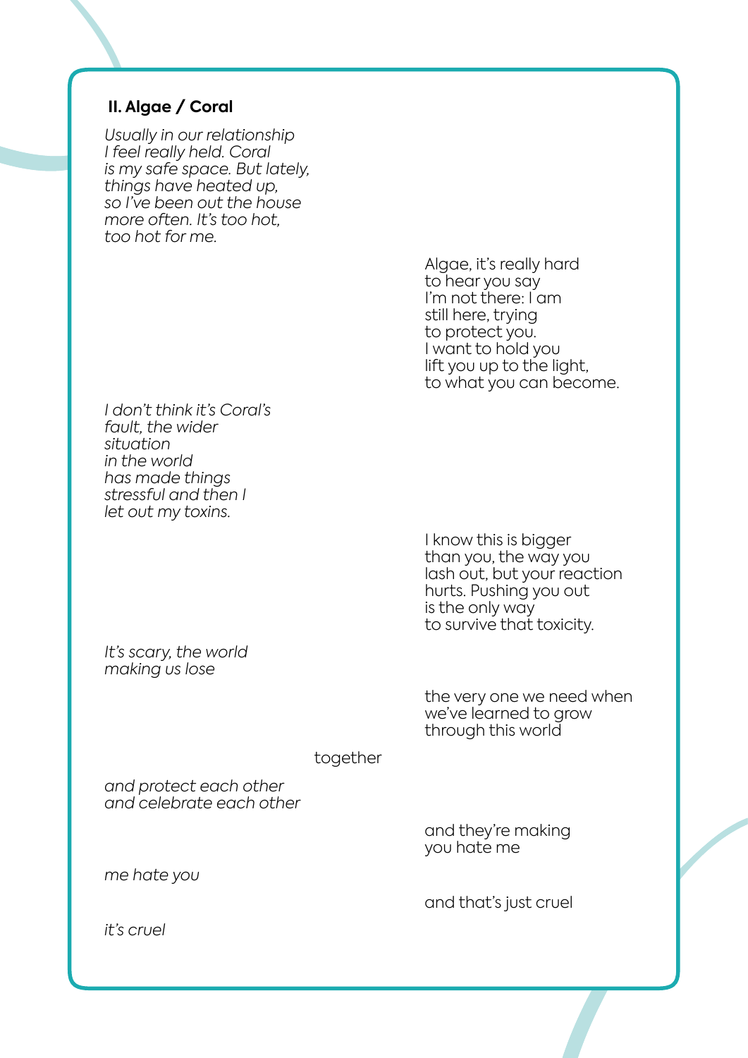### II. Algae / Coral

*Usually in our relationship*
*I feel really held. Coral*
*is my safe space. But lately,*
*things have heated up,*
*so I've been out the house*
*more often. It's too hot,*
*too hot for me.*

Algae, it's really hard
to hear you say
I'm not there: I am
still here, trying
to protect you.
I want to hold you
lift you up to the light,
to what you can become.

*I don't think it's Coral's*
*fault, the wider*
*situation*
*in the world*
*has made things*
*stressful and then I*
*let out my toxins.*

I know this is bigger
than you, the way you
lash out, but your reaction
hurts. Pushing you out
is the only way
to survive that toxicity.

*It's scary, the world*
*making us lose*

the very one we need when
we've learned to grow
through this world

together

*and protect each other*
*and celebrate each other*

and they're making
you hate me

*me hate you*

and that's just cruel

*it's cruel*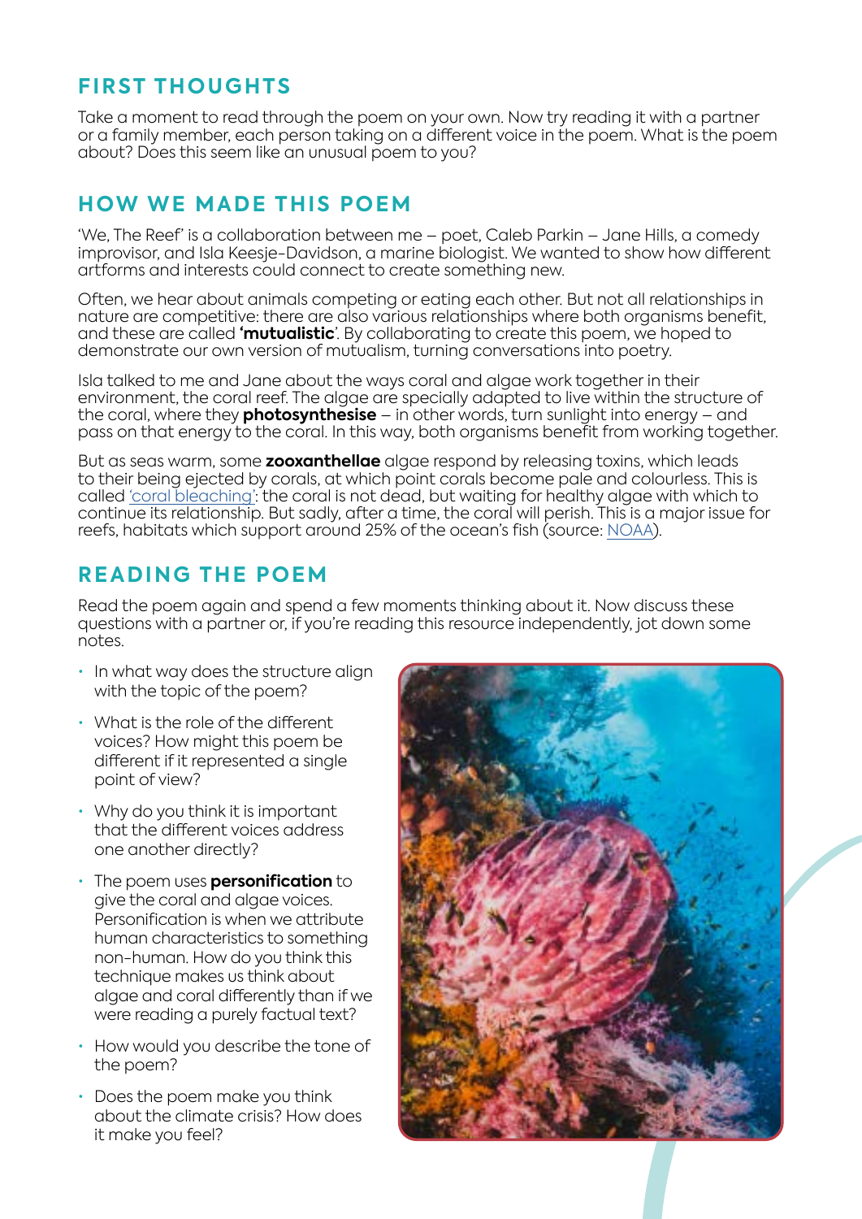## FIRST THOUGHTS

Take a moment to read through the poem on your own. Now try reading it with a partner or a family member, each person taking on a different voice in the poem. What is the poem about? Does this seem like an unusual poem to you?

## HOW WE MADE THIS POEM

'We, The Reef' is a collaboration between me – poet, Caleb Parkin – Jane Hills, a comedy improvisor, and Isla Keesje-Davidson, a marine biologist. We wanted to show how different artforms and interests could connect to create something new.

Often, we hear about animals competing or eating each other. But not all relationships in nature are competitive: there are also various relationships where both organisms benefit, and these are called **'mutualistic'**. By collaborating to create this poem, we hoped to demonstrate our own version of mutualism, turning conversations into poetry.

Isla talked to me and Jane about the ways coral and algae work together in their environment, the coral reef. The algae are specially adapted to live within the structure of the coral, where they **photosynthesise** – in other words, turn sunlight into energy – and pass on that energy to the coral. In this way, both organisms benefit from working together.

But as seas warm, some **zooxanthellae** algae respond by releasing toxins, which leads to their being ejected by corals, at which point corals become pale and colourless. This is called 'coral bleaching': the coral is not dead, but waiting for healthy algae with which to continue its relationship. But sadly, after a time, the coral will perish. This is a major issue for reefs, habitats which support around 25% of the ocean's fish (source: NOAA).

## READING THE POEM

Read the poem again and spend a few moments thinking about it. Now discuss these questions with a partner or, if you're reading this resource independently, jot down some notes.

- In what way does the structure align with the topic of the poem?
- What is the role of the different voices? How might this poem be different if it represented a single point of view?
- Why do you think it is important that the different voices address one another directly?
- The poem uses **personification** to give the coral and algae voices. Personification is when we attribute human characteristics to something non-human. How do you think this technique makes us think about algae and coral differently than if we were reading a purely factual text?
- How would you describe the tone of the poem?
- Does the poem make you think about the climate crisis? How does it make you feel?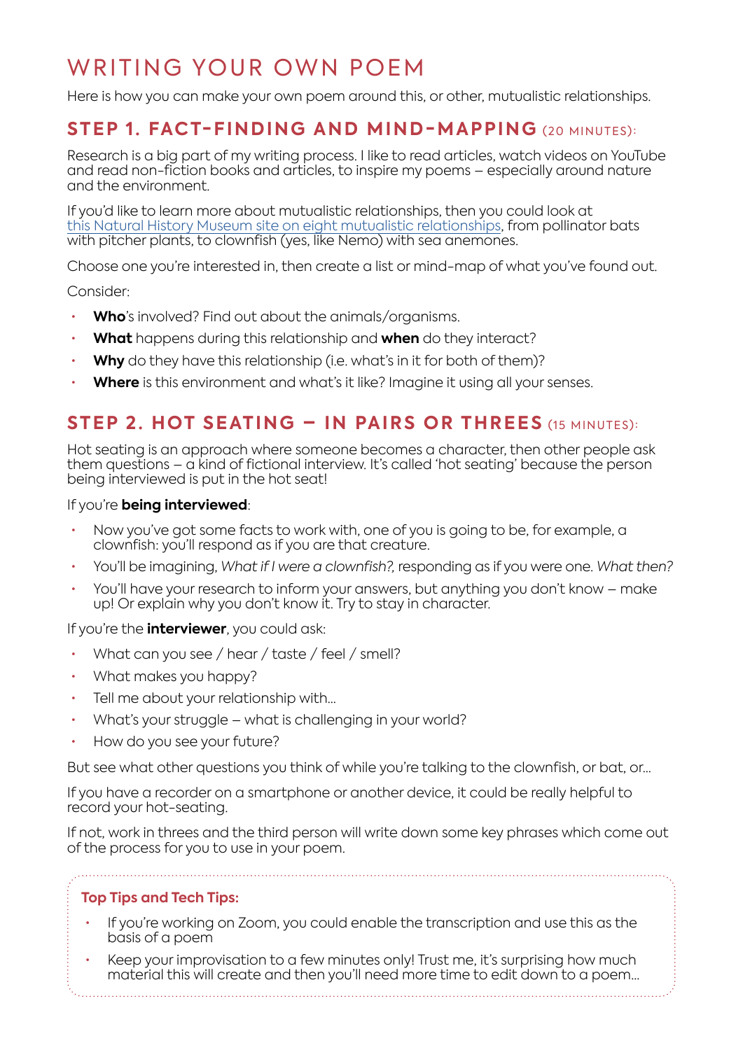# WRITING YOUR OWN POEM

Here is how you can make your own poem around this, or other, mutualistic relationships.

## STEP 1. FACT-FINDING AND MIND-MAPPING (20 MINUTES):

Research is a big part of my writing process. I like to read articles, watch videos on YouTube and read non-fiction books and articles, to inspire my poems – especially around nature and the environment.

If you'd like to learn more about mutualistic relationships, then you could look at this Natural History Museum site on eight mutualistic relationships, from pollinator bats with pitcher plants, to clownfish (yes, like Nemo) with sea anemones.

Choose one you're interested in, then create a list or mind-map of what you've found out.

Consider:

- **Who**'s involved? Find out about the animals/organisms.
- **What** happens during this relationship and **when** do they interact?
- **Why** do they have this relationship (i.e. what's in it for both of them)?
- **Where** is this environment and what's it like? Imagine it using all your senses.

## STEP 2. HOT SEATING – IN PAIRS OR THREES (15 MINUTES):

Hot seating is an approach where someone becomes a character, then other people ask them questions – a kind of fictional interview. It's called 'hot seating' because the person being interviewed is put in the hot seat!

If you're **being interviewed**:

- Now you've got some facts to work with, one of you is going to be, for example, a clownfish: you'll respond as if you are that creature.
- You'll be imagining, *What if I were a clownfish?,* responding as if you were one. *What then?*
- You'll have your research to inform your answers, but anything you don't know – make up! Or explain why you don't know it. Try to stay in character.

If you're the **interviewer**, you could ask:

- What can you see / hear / taste / feel / smell?
- What makes you happy?
- Tell me about your relationship with…
- What's your struggle – what is challenging in your world?
- How do you see your future?

But see what other questions you think of while you're talking to the clownfish, or bat, or…

If you have a recorder on a smartphone or another device, it could be really helpful to record your hot-seating.

If not, work in threes and the third person will write down some key phrases which come out of the process for you to use in your poem.

**Top Tips and Tech Tips:**

- If you're working on Zoom, you could enable the transcription and use this as the basis of a poem
- Keep your improvisation to a few minutes only! Trust me, it's surprising how much material this will create and then you'll need more time to edit down to a poem…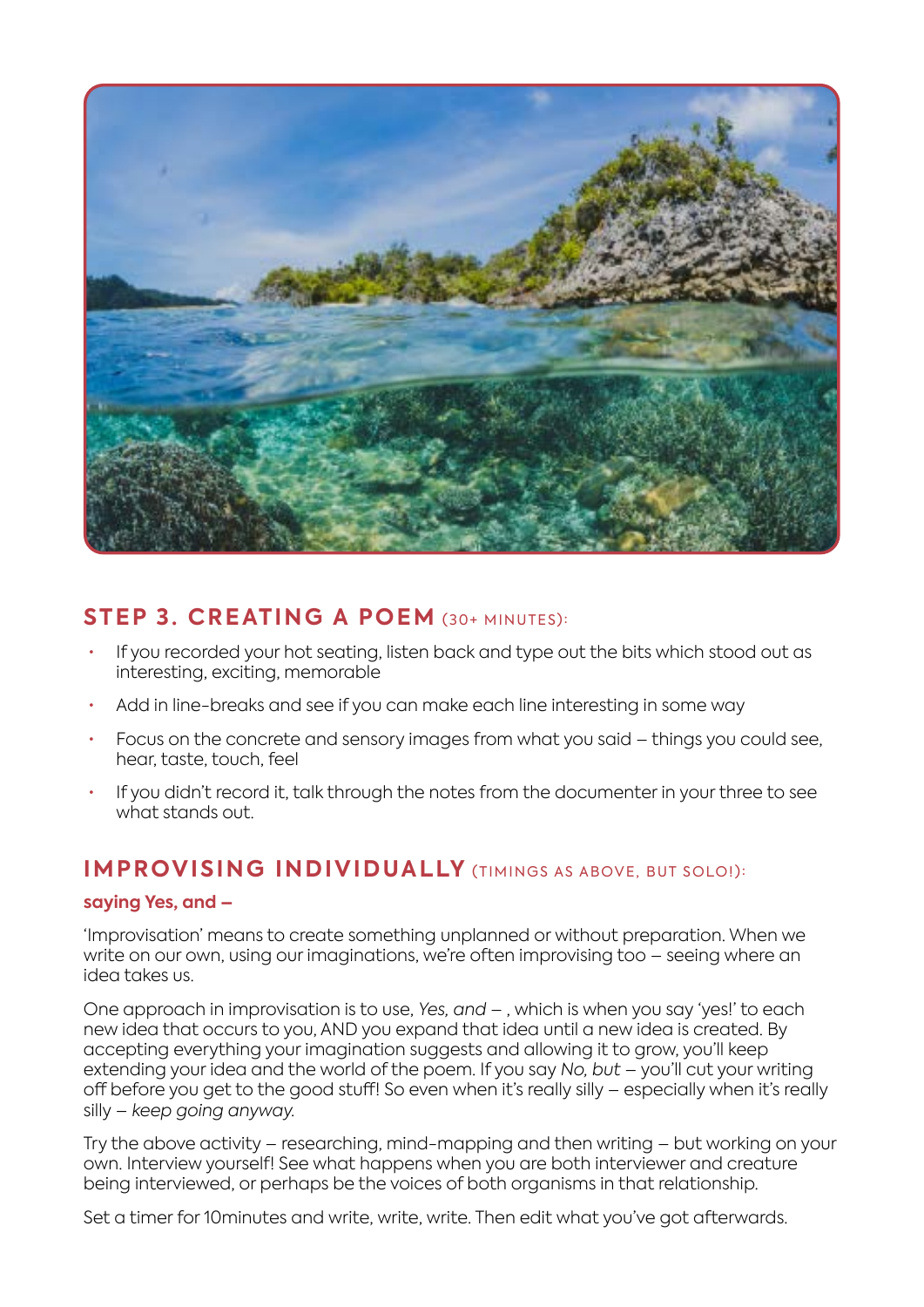## STEP 3. CREATING A POEM (30+ MINUTES):

- If you recorded your hot seating, listen back and type out the bits which stood out as interesting, exciting, memorable
- Add in line-breaks and see if you can make each line interesting in some way
- Focus on the concrete and sensory images from what you said – things you could see, hear, taste, touch, feel
- If you didn't record it, talk through the notes from the documenter in your three to see what stands out.

## IMPROVISING INDIVIDUALLY (TIMINGS AS ABOVE, BUT SOLO!):

### saying Yes, and –

'Improvisation' means to create something unplanned or without preparation. When we write on our own, using our imaginations, we're often improvising too – seeing where an idea takes us.

One approach in improvisation is to use, *Yes, and –* , which is when you say 'yes!' to each new idea that occurs to you, AND you expand that idea until a new idea is created. By accepting everything your imagination suggests and allowing it to grow, you'll keep extending your idea and the world of the poem. If you say *No, but* – you'll cut your writing off before you get to the good stuff! So even when it's really silly – especially when it's really silly – *keep going anyway.*

Try the above activity – researching, mind-mapping and then writing – but working on your own. Interview yourself! See what happens when you are both interviewer and creature being interviewed, or perhaps be the voices of both organisms in that relationship.

Set a timer for 10minutes and write, write, write. Then edit what you've got afterwards.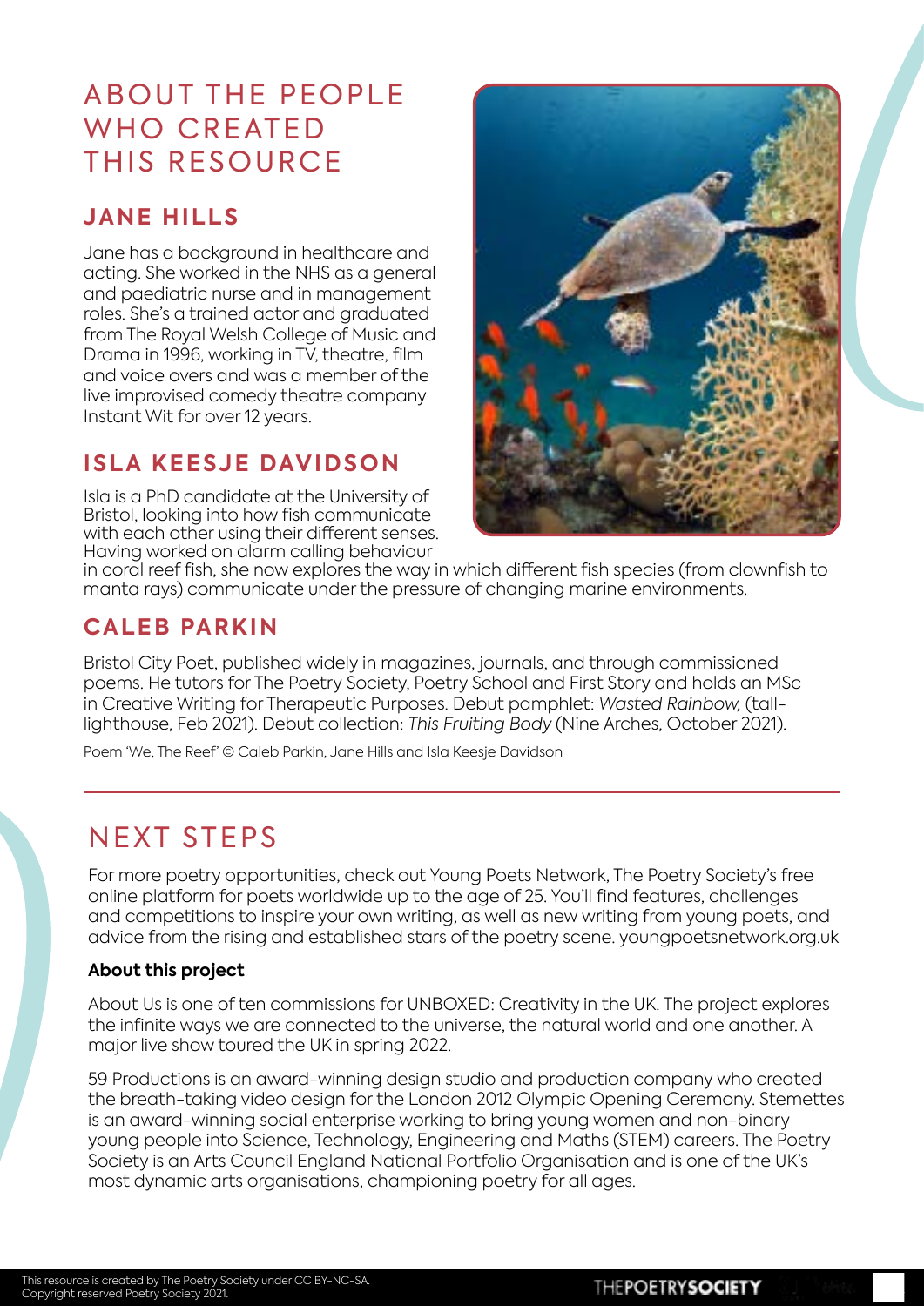# ABOUT THE PEOPLE WHO CREATED THIS RESOURCE

## JANE HILLS

Jane has a background in healthcare and acting. She worked in the NHS as a general and paediatric nurse and in management roles. She's a trained actor and graduated from The Royal Welsh College of Music and Drama in 1996, working in TV, theatre, film and voice overs and was a member of the live improvised comedy theatre company Instant Wit for over 12 years.

## ISLA KEESJE DAVIDSON

Isla is a PhD candidate at the University of Bristol, looking into how fish communicate with each other using their different senses. Having worked on alarm calling behaviour in coral reef fish, she now explores the way in which different fish species (from clownfish to manta rays) communicate under the pressure of changing marine environments.

## CALEB PARKIN

Bristol City Poet, published widely in magazines, journals, and through commissioned poems. He tutors for The Poetry Society, Poetry School and First Story and holds an MSc in Creative Writing for Therapeutic Purposes. Debut pamphlet: *Wasted Rainbow,* (tall-lighthouse, Feb 2021). Debut collection: *This Fruiting Body* (Nine Arches, October 2021).

Poem 'We, The Reef' © Caleb Parkin, Jane Hills and Isla Keesje Davidson

# NEXT STEPS

For more poetry opportunities, check out Young Poets Network, The Poetry Society's free online platform for poets worldwide up to the age of 25. You'll find features, challenges and competitions to inspire your own writing, as well as new writing from young poets, and advice from the rising and established stars of the poetry scene. youngpoetsnetwork.org.uk

**About this project**

About Us is one of ten commissions for UNBOXED: Creativity in the UK. The project explores the infinite ways we are connected to the universe, the natural world and one another. A major live show toured the UK in spring 2022.

59 Productions is an award-winning design studio and production company who created the breath-taking video design for the London 2012 Olympic Opening Ceremony. Stemettes is an award-winning social enterprise working to bring young women and non-binary young people into Science, Technology, Engineering and Maths (STEM) careers. The Poetry Society is an Arts Council England National Portfolio Organisation and is one of the UK's most dynamic arts organisations, championing poetry for all ages.

This resource is created by The Poetry Society under CC BY-NC-SA.
Copyright reserved Poetry Society 2021.